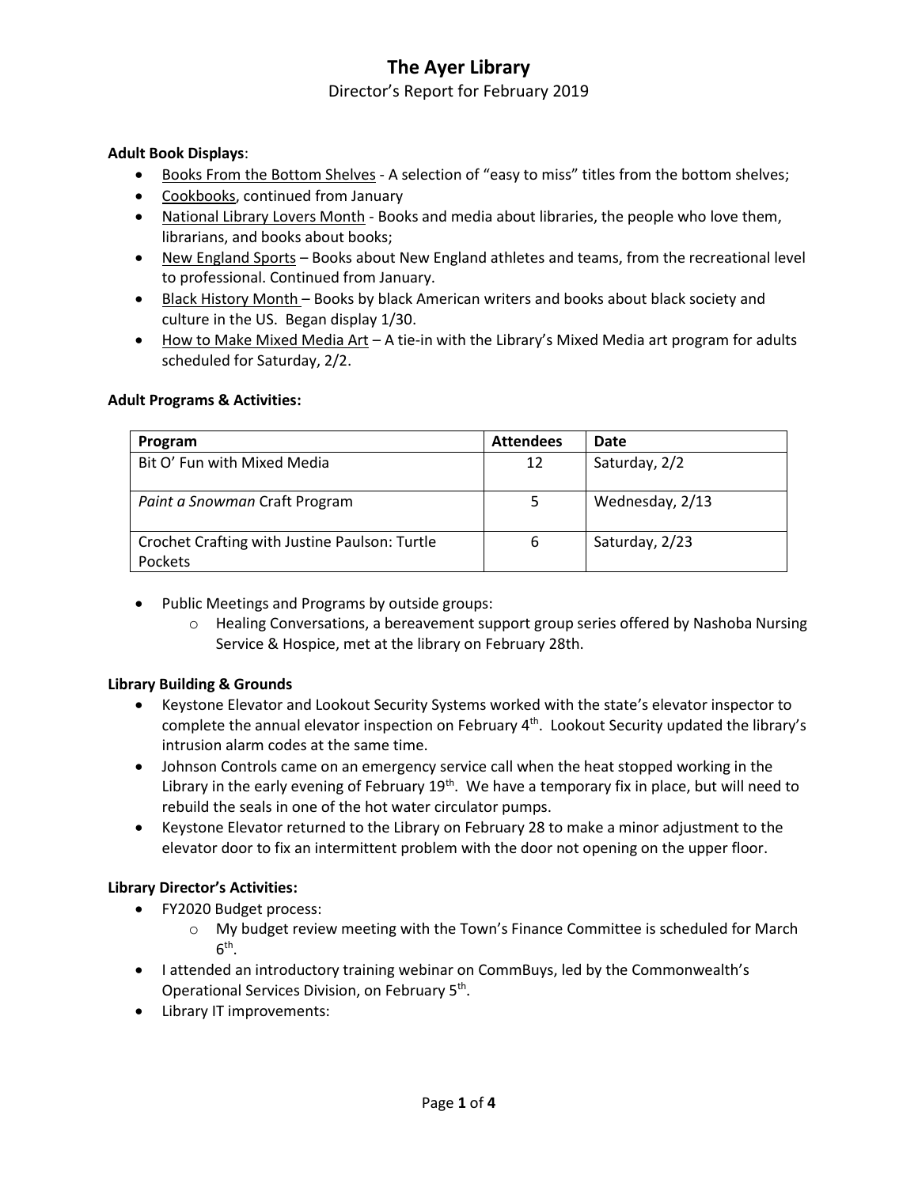# The Ayer Library

Director's Report for February 2019

**Adult Book Displays**:

- Books From the Bottom Shelves - A selection of "easy to miss" titles from the bottom shelves;
- Cookbooks, continued from January
- National Library Lovers Month - Books and media about libraries, the people who love them, librarians, and books about books;
- New England Sports – Books about New England athletes and teams, from the recreational level to professional. Continued from January.
- Black History Month – Books by black American writers and books about black society and culture in the US. Began display 1/30.
- How to Make Mixed Media Art – A tie-in with the Library's Mixed Media art program for adults scheduled for Saturday, 2/2.

**Adult Programs & Activities:**

| Program | Attendees | Date |
|---|---|---|
| Bit O' Fun with Mixed Media | 12 | Saturday, 2/2 |
| *Paint a Snowman* Craft Program | 5 | Wednesday, 2/13 |
| Crochet Crafting with Justine Paulson: Turtle Pockets | 6 | Saturday, 2/23 |

- Public Meetings and Programs by outside groups:
  - Healing Conversations, a bereavement support group series offered by Nashoba Nursing Service & Hospice, met at the library on February 28th.

**Library Building & Grounds**

- Keystone Elevator and Lookout Security Systems worked with the state's elevator inspector to complete the annual elevator inspection on February 4th. Lookout Security updated the library's intrusion alarm codes at the same time.
- Johnson Controls came on an emergency service call when the heat stopped working in the Library in the early evening of February 19th. We have a temporary fix in place, but will need to rebuild the seals in one of the hot water circulator pumps.
- Keystone Elevator returned to the Library on February 28 to make a minor adjustment to the elevator door to fix an intermittent problem with the door not opening on the upper floor.

**Library Director's Activities:**

- FY2020 Budget process:
  - My budget review meeting with the Town's Finance Committee is scheduled for March 6th.
- I attended an introductory training webinar on CommBuys, led by the Commonwealth's Operational Services Division, on February 5th.
- Library IT improvements: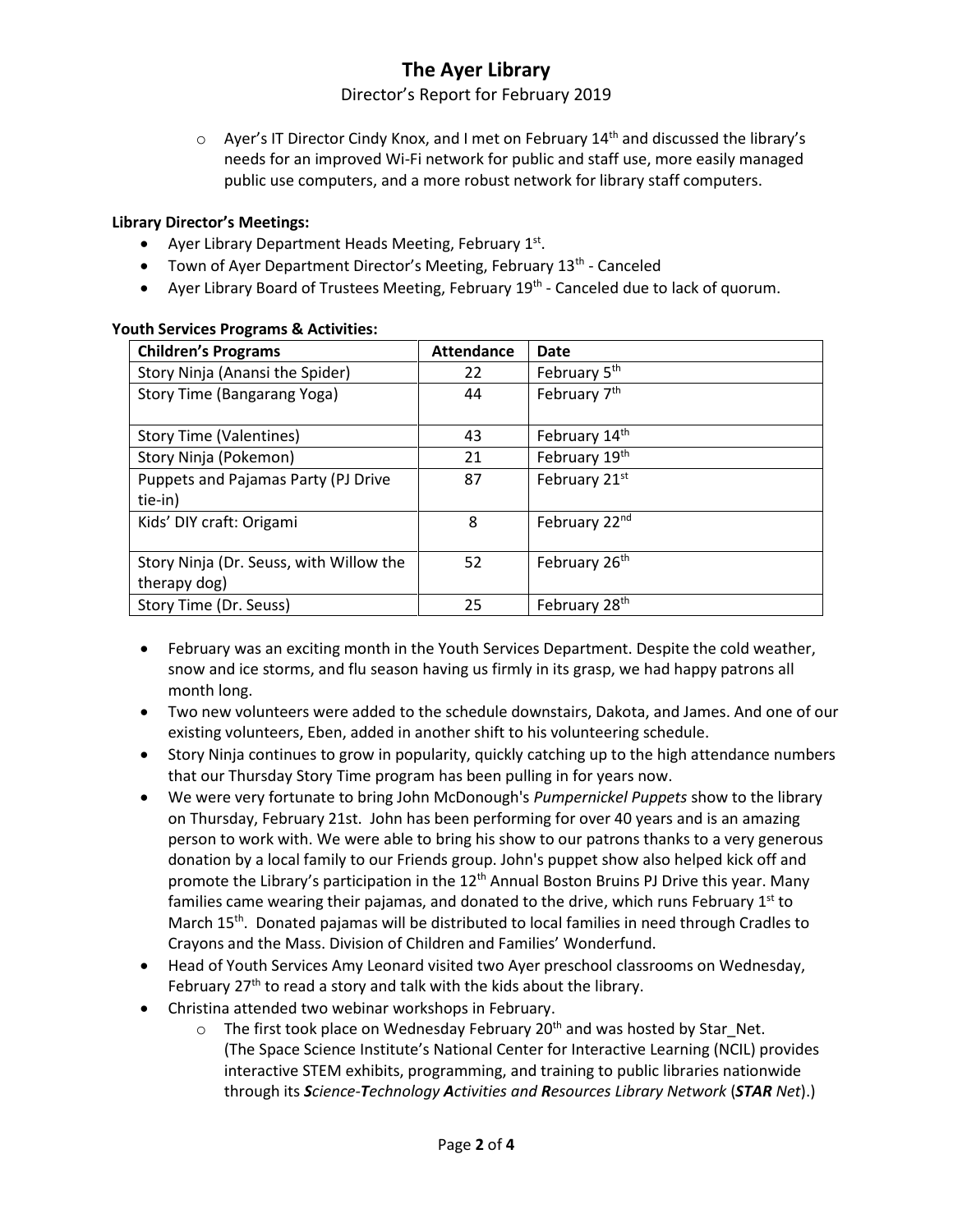- Ayer's IT Director Cindy Knox, and I met on February 14th and discussed the library's needs for an improved Wi-Fi network for public and staff use, more easily managed public use computers, and a more robust network for library staff computers.

**Library Director's Meetings:**

- Ayer Library Department Heads Meeting, February 1st.
- Town of Ayer Department Director's Meeting, February 13th - Canceled
- Ayer Library Board of Trustees Meeting, February 19th - Canceled due to lack of quorum.

**Youth Services Programs & Activities:**

| Children's Programs | Attendance | Date |
|---|---|---|
| Story Ninja (Anansi the Spider) | 22 | February 5th |
| Story Time (Bangarang Yoga) | 44 | February 7th |
| Story Time (Valentines) | 43 | February 14th |
| Story Ninja (Pokemon) | 21 | February 19th |
| Puppets and Pajamas Party (PJ Drive tie-in) | 87 | February 21st |
| Kids' DIY craft: Origami | 8 | February 22nd |
| Story Ninja (Dr. Seuss, with Willow the therapy dog) | 52 | February 26th |
| Story Time (Dr. Seuss) | 25 | February 28th |

- February was an exciting month in the Youth Services Department. Despite the cold weather, snow and ice storms, and flu season having us firmly in its grasp, we had happy patrons all month long.
- Two new volunteers were added to the schedule downstairs, Dakota, and James. And one of our existing volunteers, Eben, added in another shift to his volunteering schedule.
- Story Ninja continues to grow in popularity, quickly catching up to the high attendance numbers that our Thursday Story Time program has been pulling in for years now.
- We were very fortunate to bring John McDonough's *Pumpernickel Puppets* show to the library on Thursday, February 21st. John has been performing for over 40 years and is an amazing person to work with. We were able to bring his show to our patrons thanks to a very generous donation by a local family to our Friends group. John's puppet show also helped kick off and promote the Library's participation in the 12th Annual Boston Bruins PJ Drive this year. Many families came wearing their pajamas, and donated to the drive, which runs February 1st to March 15th. Donated pajamas will be distributed to local families in need through Cradles to Crayons and the Mass. Division of Children and Families' Wonderfund.
- Head of Youth Services Amy Leonard visited two Ayer preschool classrooms on Wednesday, February 27th to read a story and talk with the kids about the library.
- Christina attended two webinar workshops in February.
  - The first took place on Wednesday February 20th and was hosted by Star_Net. (The Space Science Institute's National Center for Interactive Learning (NCIL) provides interactive STEM exhibits, programming, and training to public libraries nationwide through its ***S**cience-**T**echnology **A**ctivities and **R**esources Library Network* (***STAR** Net*).)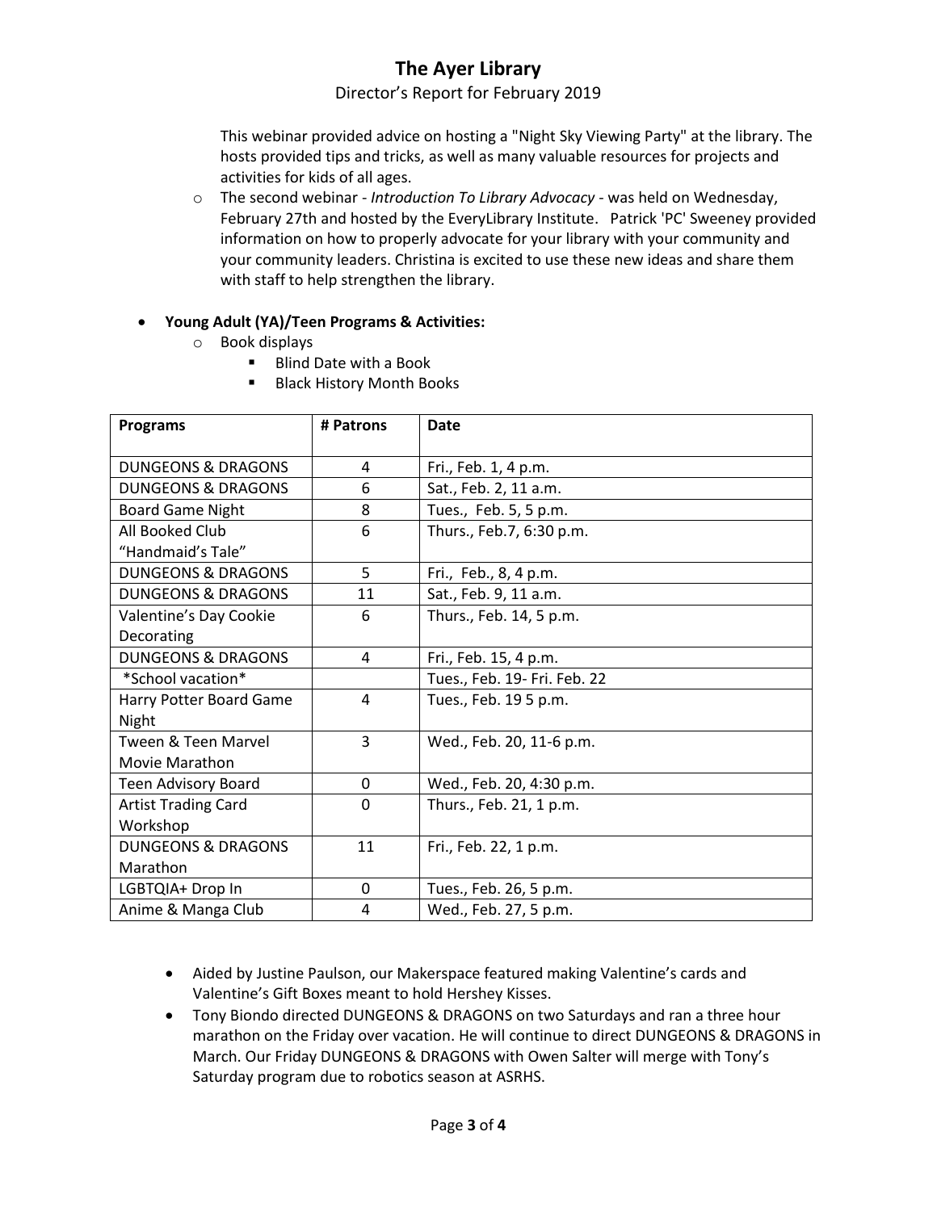This webinar provided advice on hosting a "Night Sky Viewing Party" at the library. The hosts provided tips and tricks, as well as many valuable resources for projects and activities for kids of all ages.

- The second webinar - *Introduction To Library Advocacy* - was held on Wednesday, February 27th and hosted by the EveryLibrary Institute. Patrick 'PC' Sweeney provided information on how to properly advocate for your library with your community and your community leaders. Christina is excited to use these new ideas and share them with staff to help strengthen the library.

- **Young Adult (YA)/Teen Programs & Activities:**
  - Book displays
    - Blind Date with a Book
    - Black History Month Books

| Programs | # Patrons | Date |
|---|---|---|
| DUNGEONS & DRAGONS | 4 | Fri., Feb. 1, 4 p.m. |
| DUNGEONS & DRAGONS | 6 | Sat., Feb. 2, 11 a.m. |
| Board Game Night | 8 | Tues., Feb. 5, 5 p.m. |
| All Booked Club "Handmaid's Tale" | 6 | Thurs., Feb.7, 6:30 p.m. |
| DUNGEONS & DRAGONS | 5 | Fri., Feb., 8, 4 p.m. |
| DUNGEONS & DRAGONS | 11 | Sat., Feb. 9, 11 a.m. |
| Valentine's Day Cookie Decorating | 6 | Thurs., Feb. 14, 5 p.m. |
| DUNGEONS & DRAGONS | 4 | Fri., Feb. 15, 4 p.m. |
| *School vacation* | | Tues., Feb. 19- Fri. Feb. 22 |
| Harry Potter Board Game Night | 4 | Tues., Feb. 19 5 p.m. |
| Tween & Teen Marvel Movie Marathon | 3 | Wed., Feb. 20, 11-6 p.m. |
| Teen Advisory Board | 0 | Wed., Feb. 20, 4:30 p.m. |
| Artist Trading Card Workshop | 0 | Thurs., Feb. 21, 1 p.m. |
| DUNGEONS & DRAGONS Marathon | 11 | Fri., Feb. 22, 1 p.m. |
| LGBTQIA+ Drop In | 0 | Tues., Feb. 26, 5 p.m. |
| Anime & Manga Club | 4 | Wed., Feb. 27, 5 p.m. |

- Aided by Justine Paulson, our Makerspace featured making Valentine's cards and Valentine's Gift Boxes meant to hold Hershey Kisses.
- Tony Biondo directed DUNGEONS & DRAGONS on two Saturdays and ran a three hour marathon on the Friday over vacation. He will continue to direct DUNGEONS & DRAGONS in March. Our Friday DUNGEONS & DRAGONS with Owen Salter will merge with Tony's Saturday program due to robotics season at ASRHS.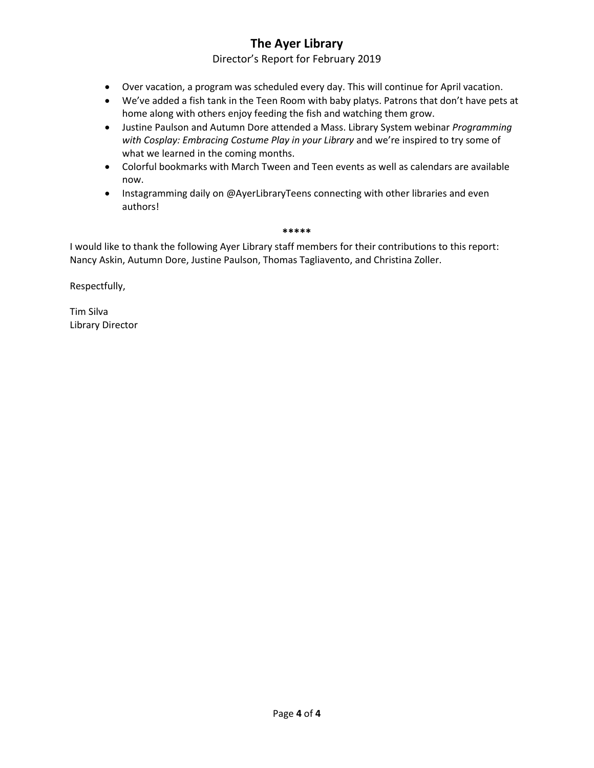- Over vacation, a program was scheduled every day. This will continue for April vacation.
- We've added a fish tank in the Teen Room with baby platys. Patrons that don't have pets at home along with others enjoy feeding the fish and watching them grow.
- Justine Paulson and Autumn Dore attended a Mass. Library System webinar *Programming with Cosplay: Embracing Costume Play in your Library* and we're inspired to try some of what we learned in the coming months.
- Colorful bookmarks with March Tween and Teen events as well as calendars are available now.
- Instagramming daily on @AyerLibraryTeens connecting with other libraries and even authors!

**\*\*\*\*\***

I would like to thank the following Ayer Library staff members for their contributions to this report: Nancy Askin, Autumn Dore, Justine Paulson, Thomas Tagliavento, and Christina Zoller.

Respectfully,

Tim Silva
Library Director